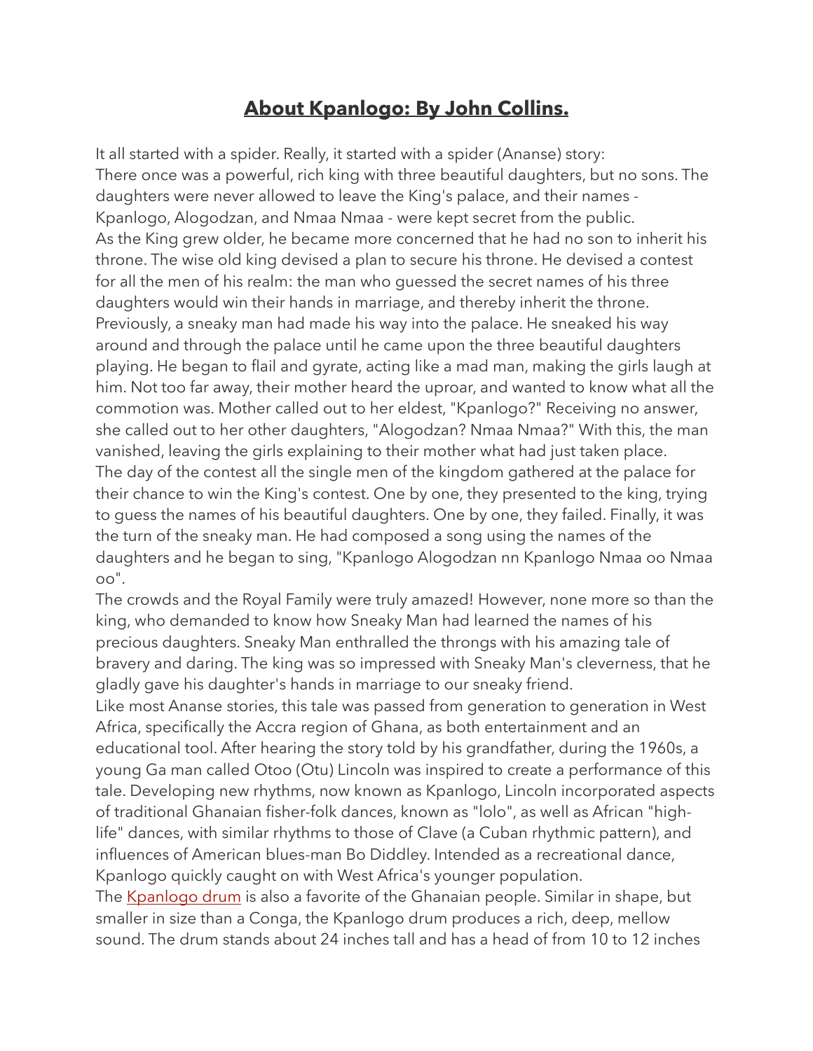# **About Kpanlogo: By John Collins.**

It all started with a spider. Really, it started with a spider (Ananse) story:
There once was a powerful, rich king with three beautiful daughters, but no sons. The daughters were never allowed to leave the King's palace, and their names - Kpanlogo, Alogodzan, and Nmaa Nmaa - were kept secret from the public.
As the King grew older, he became more concerned that he had no son to inherit his throne. The wise old king devised a plan to secure his throne. He devised a contest for all the men of his realm: the man who guessed the secret names of his three daughters would win their hands in marriage, and thereby inherit the throne.
Previously, a sneaky man had made his way into the palace. He sneaked his way around and through the palace until he came upon the three beautiful daughters playing. He began to flail and gyrate, acting like a mad man, making the girls laugh at him. Not too far away, their mother heard the uproar, and wanted to know what all the commotion was. Mother called out to her eldest, "Kpanlogo?" Receiving no answer, she called out to her other daughters, "Alogodzan? Nmaa Nmaa?" With this, the man vanished, leaving the girls explaining to their mother what had just taken place.
The day of the contest all the single men of the kingdom gathered at the palace for their chance to win the King's contest. One by one, they presented to the king, trying to guess the names of his beautiful daughters. One by one, they failed. Finally, it was the turn of the sneaky man. He had composed a song using the names of the daughters and he began to sing, "Kpanlogo Alogodzan nn Kpanlogo Nmaa oo Nmaa oo".
The crowds and the Royal Family were truly amazed! However, none more so than the king, who demanded to know how Sneaky Man had learned the names of his precious daughters. Sneaky Man enthralled the throngs with his amazing tale of bravery and daring. The king was so impressed with Sneaky Man's cleverness, that he gladly gave his daughter's hands in marriage to our sneaky friend.
Like most Ananse stories, this tale was passed from generation to generation in West Africa, specifically the Accra region of Ghana, as both entertainment and an educational tool. After hearing the story told by his grandfather, during the 1960s, a young Ga man called Otoo (Otu) Lincoln was inspired to create a performance of this tale. Developing new rhythms, now known as Kpanlogo, Lincoln incorporated aspects of traditional Ghanaian fisher-folk dances, known as "lolo", as well as African "high-life" dances, with similar rhythms to those of Clave (a Cuban rhythmic pattern), and influences of American blues-man Bo Diddley. Intended as a recreational dance, Kpanlogo quickly caught on with West Africa's younger population.
The Kpanlogo drum is also a favorite of the Ghanaian people. Similar in shape, but smaller in size than a Conga, the Kpanlogo drum produces a rich, deep, mellow sound. The drum stands about 24 inches tall and has a head of from 10 to 12 inches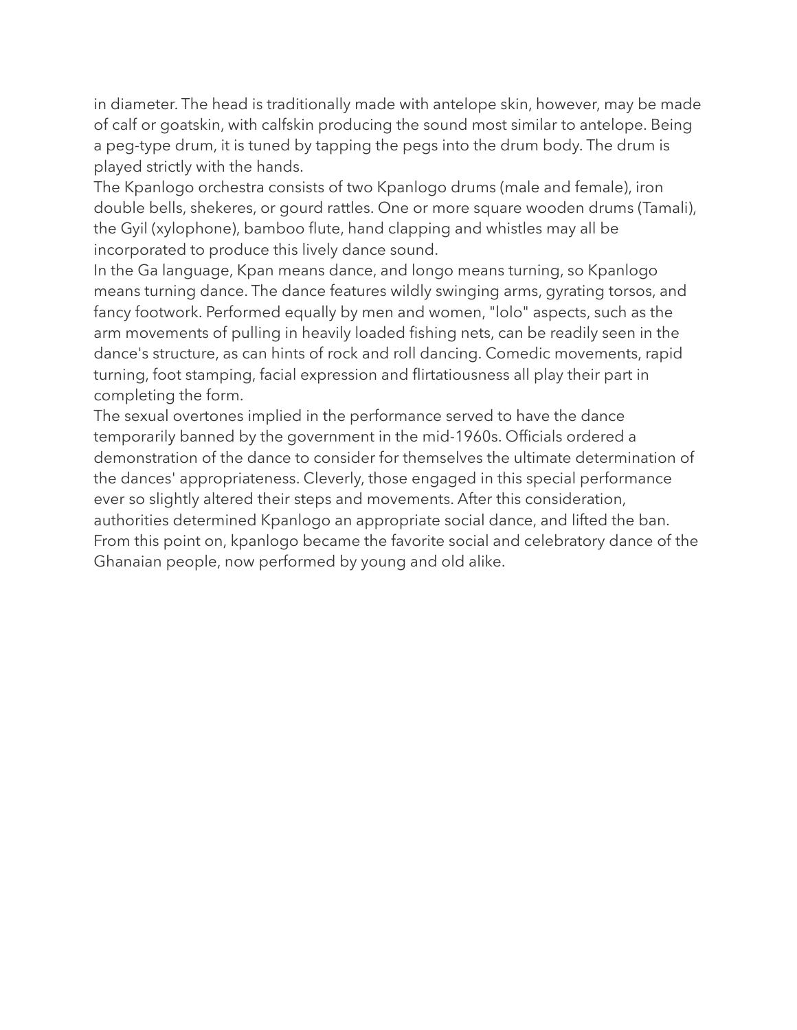in diameter. The head is traditionally made with antelope skin, however, may be made of calf or goatskin, with calfskin producing the sound most similar to antelope. Being a peg-type drum, it is tuned by tapping the pegs into the drum body. The drum is played strictly with the hands.

The Kpanlogo orchestra consists of two Kpanlogo drums (male and female), iron double bells, shekeres, or gourd rattles. One or more square wooden drums (Tamali), the Gyil (xylophone), bamboo flute, hand clapping and whistles may all be incorporated to produce this lively dance sound.

In the Ga language, Kpan means dance, and longo means turning, so Kpanlogo means turning dance. The dance features wildly swinging arms, gyrating torsos, and fancy footwork. Performed equally by men and women, "lolo" aspects, such as the arm movements of pulling in heavily loaded fishing nets, can be readily seen in the dance's structure, as can hints of rock and roll dancing. Comedic movements, rapid turning, foot stamping, facial expression and flirtatiousness all play their part in completing the form.

The sexual overtones implied in the performance served to have the dance temporarily banned by the government in the mid-1960s. Officials ordered a demonstration of the dance to consider for themselves the ultimate determination of the dances' appropriateness. Cleverly, those engaged in this special performance ever so slightly altered their steps and movements. After this consideration, authorities determined Kpanlogo an appropriate social dance, and lifted the ban. From this point on, kpanlogo became the favorite social and celebratory dance of the Ghanaian people, now performed by young and old alike.